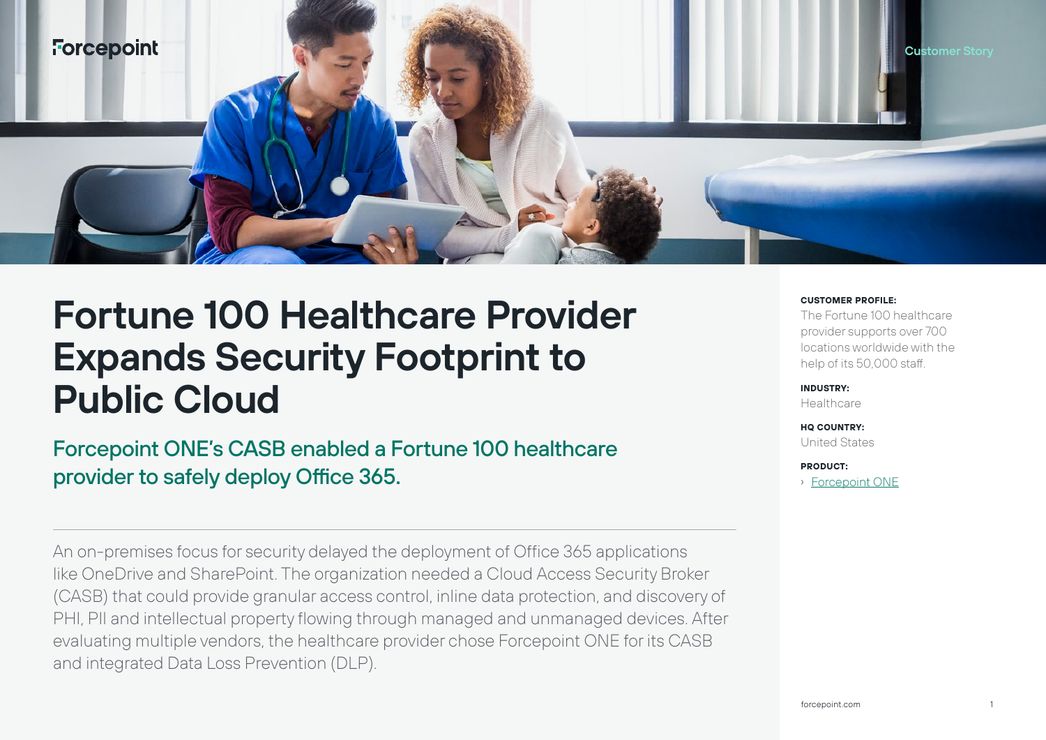Customer Story

# Fortune 100 Healthcare Provider Expands Security Footprint to Public Cloud

## Forcepoint ONE's CASB enabled a Fortune 100 healthcare provider to safely deploy Office 365.

An on-premises focus for security delayed the deployment of Office 365 applications like OneDrive and SharePoint. The organization needed a Cloud Access Security Broker (CASB) that could provide granular access control, inline data protection, and discovery of PHI, PII and intellectual property flowing through managed and unmanaged devices. After evaluating multiple vendors, the healthcare provider chose Forcepoint ONE for its CASB and integrated Data Loss Prevention (DLP).

**CUSTOMER PROFILE:**
The Fortune 100 healthcare provider supports over 700 locations worldwide with the help of its 50,000 staff.

**INDUSTRY:**
Healthcare

**HQ COUNTRY:**
United States

**PRODUCT:**
- Forcepoint ONE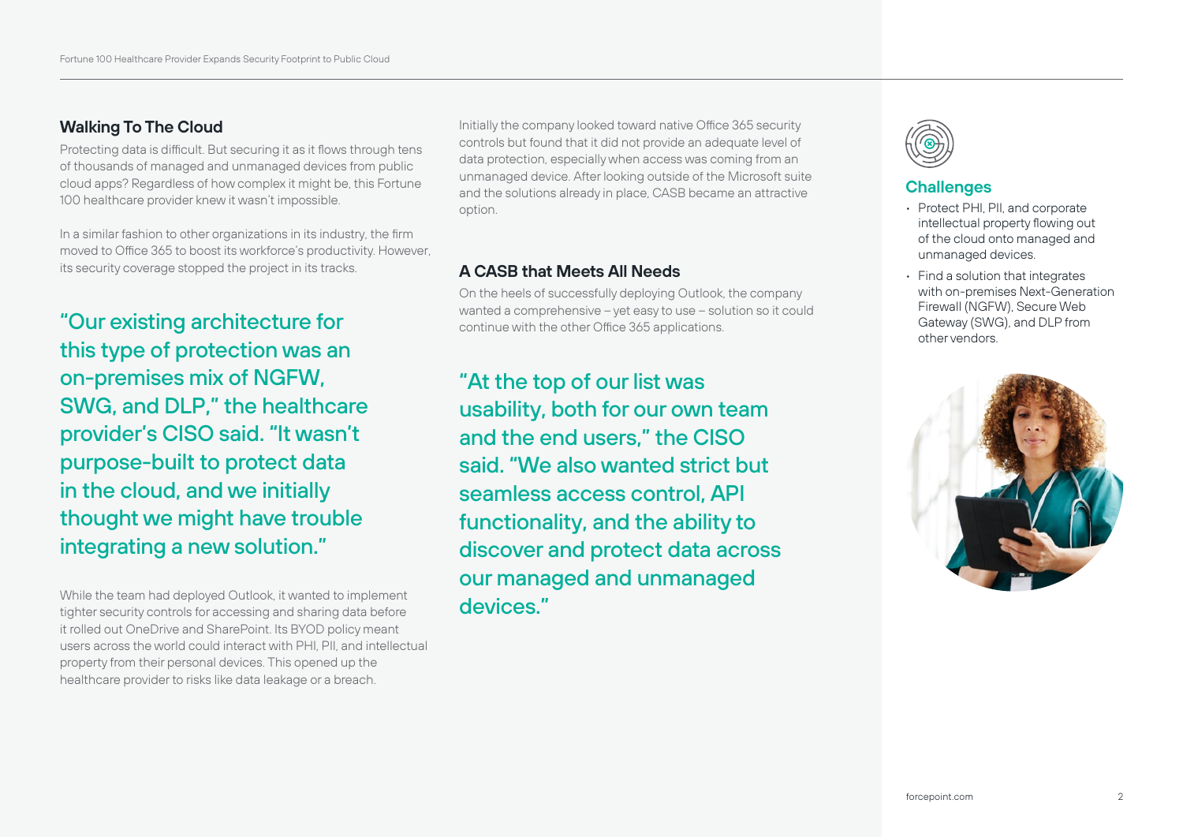## Walking To The Cloud

Protecting data is difficult. But securing it as it flows through tens of thousands of managed and unmanaged devices from public cloud apps? Regardless of how complex it might be, this Fortune 100 healthcare provider knew it wasn't impossible.

In a similar fashion to other organizations in its industry, the firm moved to Office 365 to boost its workforce's productivity. However, its security coverage stopped the project in its tracks.

> "Our existing architecture for this type of protection was an on-premises mix of NGFW, SWG, and DLP," the healthcare provider's CISO said. "It wasn't purpose-built to protect data in the cloud, and we initially thought we might have trouble integrating a new solution."

While the team had deployed Outlook, it wanted to implement tighter security controls for accessing and sharing data before it rolled out OneDrive and SharePoint. Its BYOD policy meant users across the world could interact with PHI, PII, and intellectual property from their personal devices. This opened up the healthcare provider to risks like data leakage or a breach.

Initially the company looked toward native Office 365 security controls but found that it did not provide an adequate level of data protection, especially when access was coming from an unmanaged device. After looking outside of the Microsoft suite and the solutions already in place, CASB became an attractive option.

## A CASB that Meets All Needs

On the heels of successfully deploying Outlook, the company wanted a comprehensive – yet easy to use – solution so it could continue with the other Office 365 applications.

> "At the top of our list was usability, both for our own team and the end users," the CISO said. "We also wanted strict but seamless access control, API functionality, and the ability to discover and protect data across our managed and unmanaged devices."

### Challenges

- Protect PHI, PII, and corporate intellectual property flowing out of the cloud onto managed and unmanaged devices.
- Find a solution that integrates with on-premises Next-Generation Firewall (NGFW), Secure Web Gateway (SWG), and DLP from other vendors.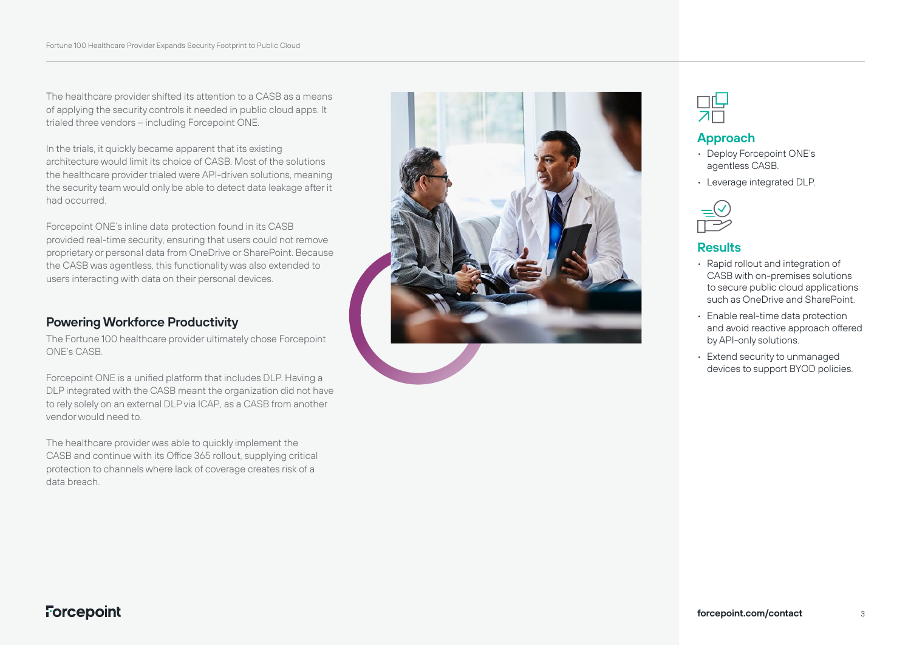The healthcare provider shifted its attention to a CASB as a means of applying the security controls it needed in public cloud apps. It trialed three vendors – including Forcepoint ONE.

In the trials, it quickly became apparent that its existing architecture would limit its choice of CASB. Most of the solutions the healthcare provider trialed were API-driven solutions, meaning the security team would only be able to detect data leakage after it had occurred.

Forcepoint ONE's inline data protection found in its CASB provided real-time security, ensuring that users could not remove proprietary or personal data from OneDrive or SharePoint. Because the CASB was agentless, this functionality was also extended to users interacting with data on their personal devices.

## Powering Workforce Productivity

The Fortune 100 healthcare provider ultimately chose Forcepoint ONE's CASB.

Forcepoint ONE is a unified platform that includes DLP. Having a DLP integrated with the CASB meant the organization did not have to rely solely on an external DLP via ICAP, as a CASB from another vendor would need to.

The healthcare provider was able to quickly implement the CASB and continue with its Office 365 rollout, supplying critical protection to channels where lack of coverage creates risk of a data breach.

## Approach

- Deploy Forcepoint ONE's agentless CASB.
- Leverage integrated DLP.

## Results

- Rapid rollout and integration of CASB with on-premises solutions to secure public cloud applications such as OneDrive and SharePoint.
- Enable real-time data protection and avoid reactive approach offered by API-only solutions.
- Extend security to unmanaged devices to support BYOD policies.

Forcepoint

forcepoint.com/contact